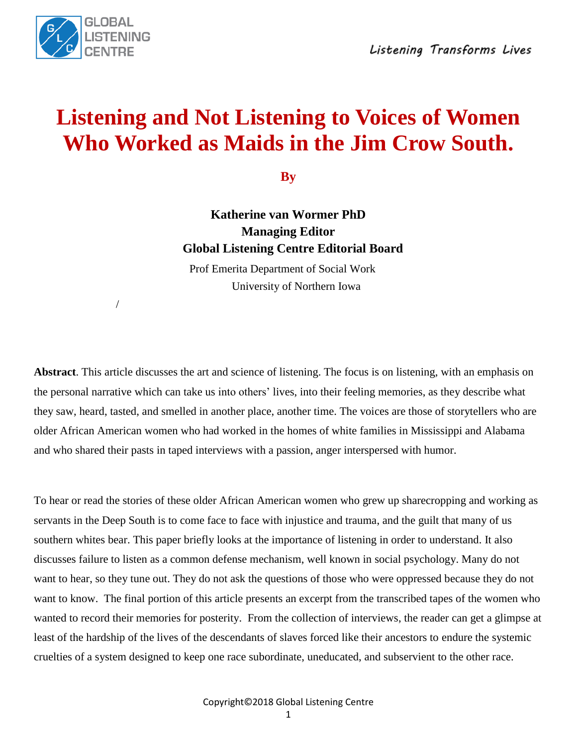# Listening and Not Listening to Voices of Women Who Worked as Maids in the Jim Crow South.

**By**

**Katherine van Wormer PhD**
**Managing Editor**
**Global Listening Centre Editorial Board**

Prof Emerita Department of Social Work
University of Northern Iowa

/

**Abstract**. This article discusses the art and science of listening. The focus is on listening, with an emphasis on the personal narrative which can take us into others' lives, into their feeling memories, as they describe what they saw, heard, tasted, and smelled in another place, another time. The voices are those of storytellers who are older African American women who had worked in the homes of white families in Mississippi and Alabama and who shared their pasts in taped interviews with a passion, anger interspersed with humor.

To hear or read the stories of these older African American women who grew up sharecropping and working as servants in the Deep South is to come face to face with injustice and trauma, and the guilt that many of us southern whites bear. This paper briefly looks at the importance of listening in order to understand. It also discusses failure to listen as a common defense mechanism, well known in social psychology. Many do not want to hear, so they tune out. They do not ask the questions of those who were oppressed because they do not want to know. The final portion of this article presents an excerpt from the transcribed tapes of the women who wanted to record their memories for posterity. From the collection of interviews, the reader can get a glimpse at least of the hardship of the lives of the descendants of slaves forced like their ancestors to endure the systemic cruelties of a system designed to keep one race subordinate, uneducated, and subservient to the other race.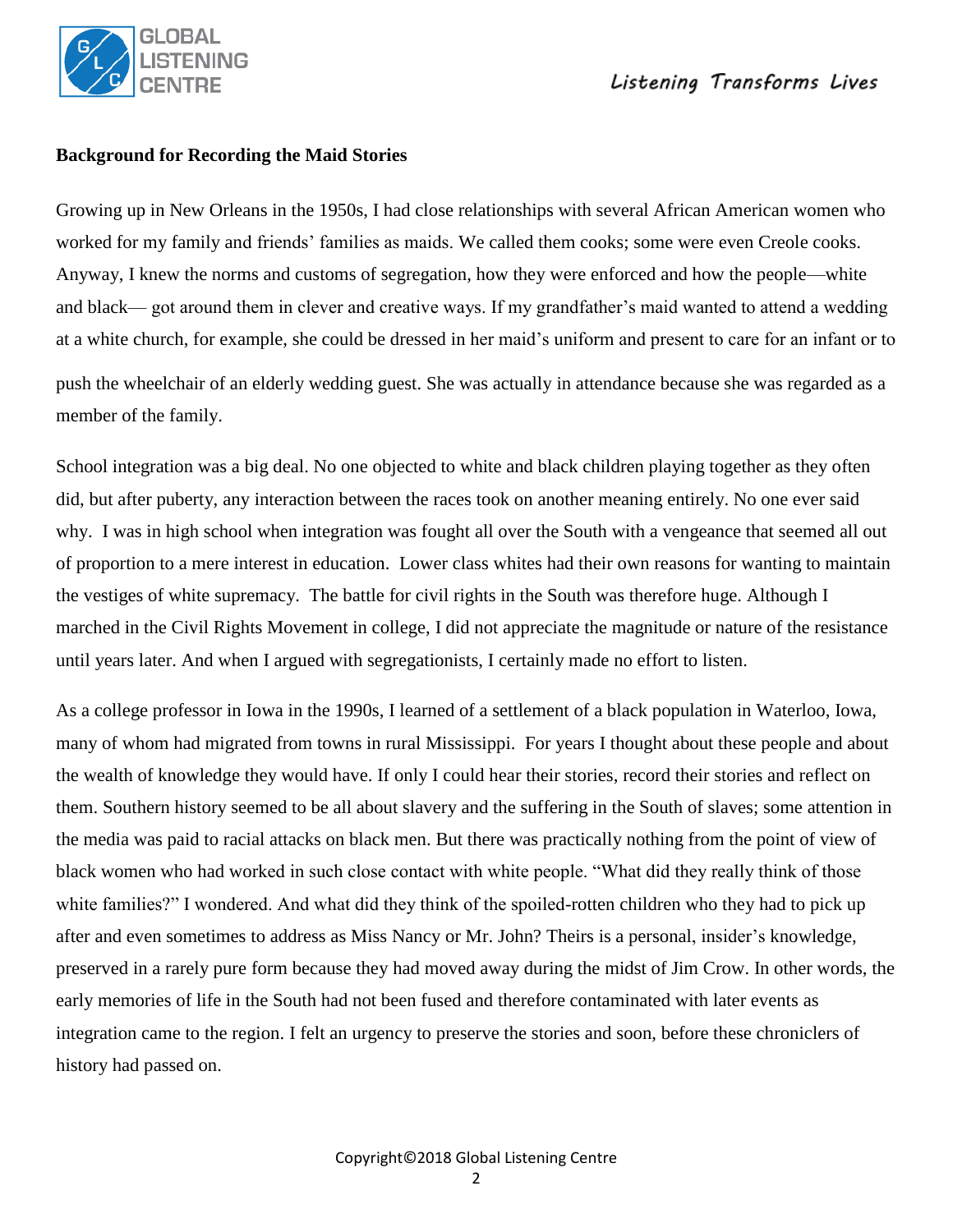**Background for Recording the Maid Stories**

Growing up in New Orleans in the 1950s, I had close relationships with several African American women who worked for my family and friends' families as maids. We called them cooks; some were even Creole cooks. Anyway, I knew the norms and customs of segregation, how they were enforced and how the people—white and black— got around them in clever and creative ways. If my grandfather's maid wanted to attend a wedding at a white church, for example, she could be dressed in her maid's uniform and present to care for an infant or to push the wheelchair of an elderly wedding guest. She was actually in attendance because she was regarded as a member of the family.

School integration was a big deal. No one objected to white and black children playing together as they often did, but after puberty, any interaction between the races took on another meaning entirely. No one ever said why. I was in high school when integration was fought all over the South with a vengeance that seemed all out of proportion to a mere interest in education. Lower class whites had their own reasons for wanting to maintain the vestiges of white supremacy. The battle for civil rights in the South was therefore huge. Although I marched in the Civil Rights Movement in college, I did not appreciate the magnitude or nature of the resistance until years later. And when I argued with segregationists, I certainly made no effort to listen.

As a college professor in Iowa in the 1990s, I learned of a settlement of a black population in Waterloo, Iowa, many of whom had migrated from towns in rural Mississippi. For years I thought about these people and about the wealth of knowledge they would have. If only I could hear their stories, record their stories and reflect on them. Southern history seemed to be all about slavery and the suffering in the South of slaves; some attention in the media was paid to racial attacks on black men. But there was practically nothing from the point of view of black women who had worked in such close contact with white people. "What did they really think of those white families?" I wondered. And what did they think of the spoiled-rotten children who they had to pick up after and even sometimes to address as Miss Nancy or Mr. John? Theirs is a personal, insider's knowledge, preserved in a rarely pure form because they had moved away during the midst of Jim Crow. In other words, the early memories of life in the South had not been fused and therefore contaminated with later events as integration came to the region. I felt an urgency to preserve the stories and soon, before these chroniclers of history had passed on.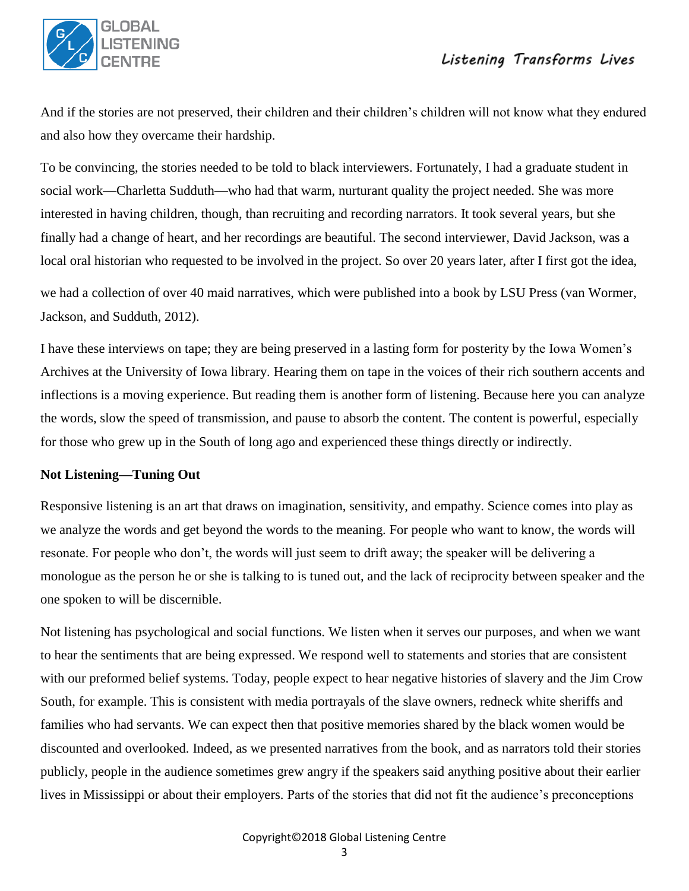And if the stories are not preserved, their children and their children's children will not know what they endured and also how they overcame their hardship.

To be convincing, the stories needed to be told to black interviewers. Fortunately, I had a graduate student in social work—Charletta Sudduth—who had that warm, nurturant quality the project needed. She was more interested in having children, though, than recruiting and recording narrators. It took several years, but she finally had a change of heart, and her recordings are beautiful. The second interviewer, David Jackson, was a local oral historian who requested to be involved in the project. So over 20 years later, after I first got the idea, we had a collection of over 40 maid narratives, which were published into a book by LSU Press (van Wormer, Jackson, and Sudduth, 2012).

I have these interviews on tape; they are being preserved in a lasting form for posterity by the Iowa Women's Archives at the University of Iowa library. Hearing them on tape in the voices of their rich southern accents and inflections is a moving experience. But reading them is another form of listening. Because here you can analyze the words, slow the speed of transmission, and pause to absorb the content. The content is powerful, especially for those who grew up in the South of long ago and experienced these things directly or indirectly.

**Not Listening—Tuning Out**

Responsive listening is an art that draws on imagination, sensitivity, and empathy. Science comes into play as we analyze the words and get beyond the words to the meaning. For people who want to know, the words will resonate. For people who don't, the words will just seem to drift away; the speaker will be delivering a monologue as the person he or she is talking to is tuned out, and the lack of reciprocity between speaker and the one spoken to will be discernible.

Not listening has psychological and social functions. We listen when it serves our purposes, and when we want to hear the sentiments that are being expressed. We respond well to statements and stories that are consistent with our preformed belief systems. Today, people expect to hear negative histories of slavery and the Jim Crow South, for example. This is consistent with media portrayals of the slave owners, redneck white sheriffs and families who had servants. We can expect then that positive memories shared by the black women would be discounted and overlooked. Indeed, as we presented narratives from the book, and as narrators told their stories publicly, people in the audience sometimes grew angry if the speakers said anything positive about their earlier lives in Mississippi or about their employers. Parts of the stories that did not fit the audience's preconceptions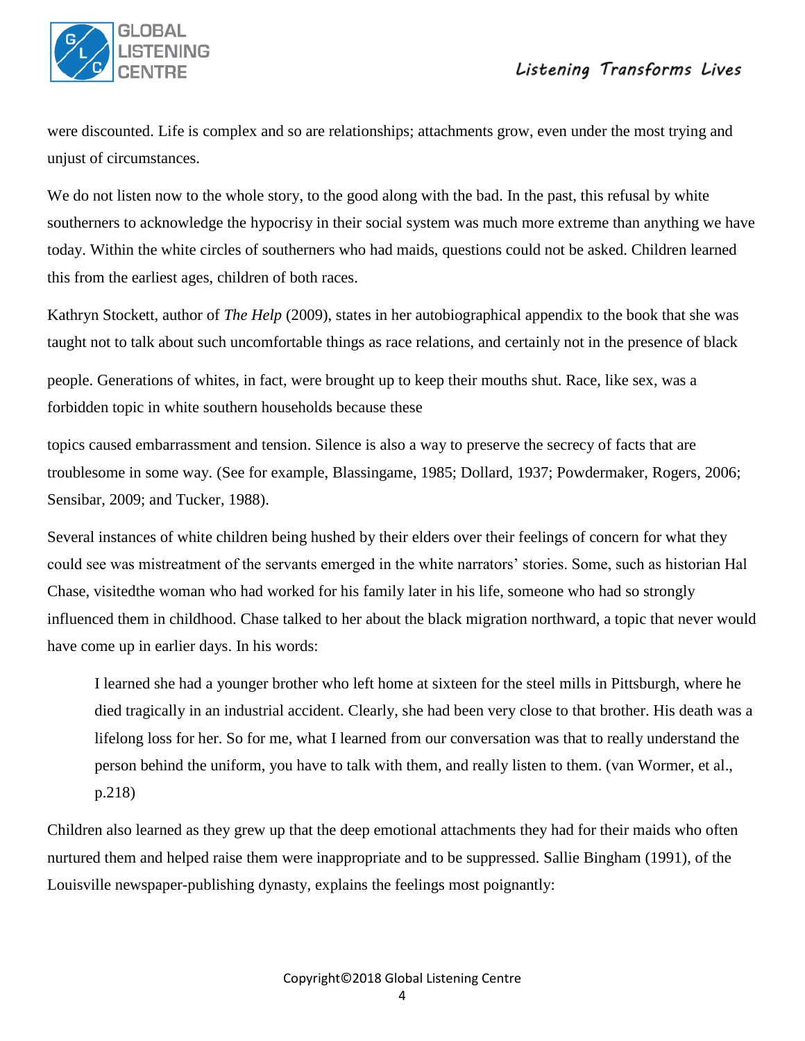were discounted. Life is complex and so are relationships; attachments grow, even under the most trying and unjust of circumstances.

We do not listen now to the whole story, to the good along with the bad. In the past, this refusal by white southerners to acknowledge the hypocrisy in their social system was much more extreme than anything we have today. Within the white circles of southerners who had maids, questions could not be asked. Children learned this from the earliest ages, children of both races.

Kathryn Stockett, author of *The Help* (2009), states in her autobiographical appendix to the book that she was taught not to talk about such uncomfortable things as race relations, and certainly not in the presence of black people. Generations of whites, in fact, were brought up to keep their mouths shut. Race, like sex, was a forbidden topic in white southern households because these topics caused embarrassment and tension. Silence is also a way to preserve the secrecy of facts that are troublesome in some way. (See for example, Blassingame, 1985; Dollard, 1937; Powdermaker, Rogers, 2006; Sensibar, 2009; and Tucker, 1988).

Several instances of white children being hushed by their elders over their feelings of concern for what they could see was mistreatment of the servants emerged in the white narrators' stories. Some, such as historian Hal Chase, visitedthe woman who had worked for his family later in his life, someone who had so strongly influenced them in childhood. Chase talked to her about the black migration northward, a topic that never would have come up in earlier days. In his words:

> I learned she had a younger brother who left home at sixteen for the steel mills in Pittsburgh, where he died tragically in an industrial accident. Clearly, she had been very close to that brother. His death was a lifelong loss for her. So for me, what I learned from our conversation was that to really understand the person behind the uniform, you have to talk with them, and really listen to them. (van Wormer, et al., p.218)

Children also learned as they grew up that the deep emotional attachments they had for their maids who often nurtured them and helped raise them were inappropriate and to be suppressed. Sallie Bingham (1991), of the Louisville newspaper-publishing dynasty, explains the feelings most poignantly: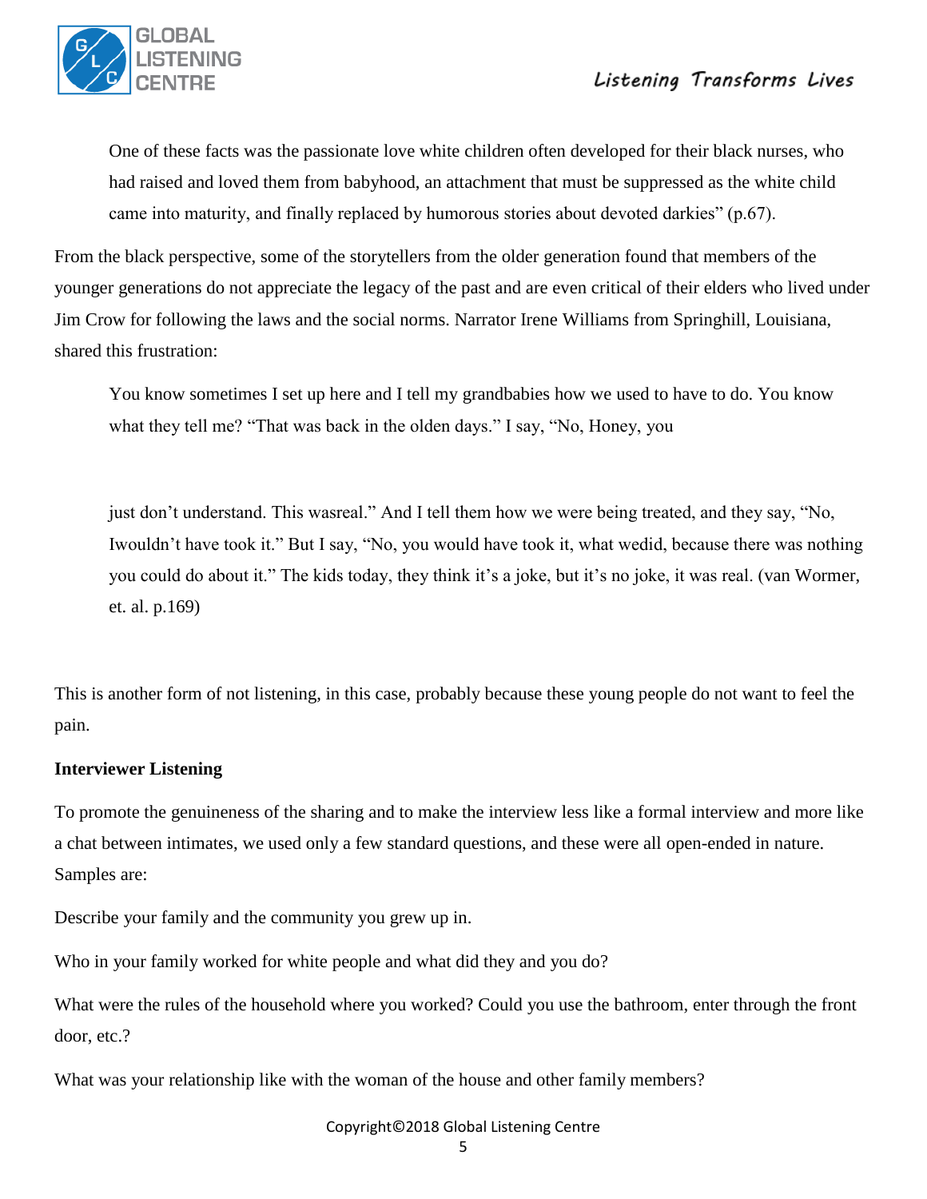One of these facts was the passionate love white children often developed for their black nurses, who had raised and loved them from babyhood, an attachment that must be suppressed as the white child came into maturity, and finally replaced by humorous stories about devoted darkies" (p.67).

From the black perspective, some of the storytellers from the older generation found that members of the younger generations do not appreciate the legacy of the past and are even critical of their elders who lived under Jim Crow for following the laws and the social norms. Narrator Irene Williams from Springhill, Louisiana, shared this frustration:

> You know sometimes I set up here and I tell my grandbabies how we used to have to do. You know what they tell me? "That was back in the olden days." I say, "No, Honey, you just don't understand. This wasreal." And I tell them how we were being treated, and they say, "No, Iwouldn't have took it." But I say, "No, you would have took it, what wedid, because there was nothing you could do about it." The kids today, they think it's a joke, but it's no joke, it was real. (van Wormer, et. al. p.169)

This is another form of not listening, in this case, probably because these young people do not want to feel the pain.

**Interviewer Listening**

To promote the genuineness of the sharing and to make the interview less like a formal interview and more like a chat between intimates, we used only a few standard questions, and these were all open-ended in nature. Samples are:

Describe your family and the community you grew up in.

Who in your family worked for white people and what did they and you do?

What were the rules of the household where you worked? Could you use the bathroom, enter through the front door, etc.?

What was your relationship like with the woman of the house and other family members?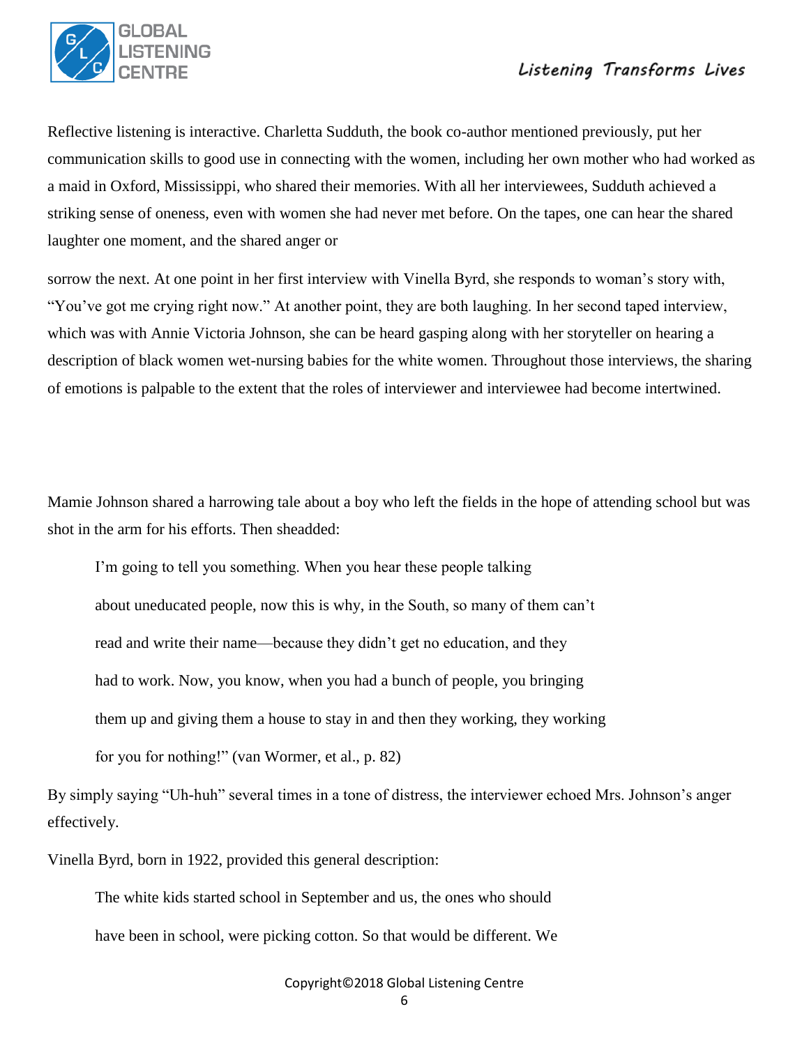Reflective listening is interactive. Charletta Sudduth, the book co-author mentioned previously, put her communication skills to good use in connecting with the women, including her own mother who had worked as a maid in Oxford, Mississippi, who shared their memories. With all her interviewees, Sudduth achieved a striking sense of oneness, even with women she had never met before. On the tapes, one can hear the shared laughter one moment, and the shared anger or

sorrow the next. At one point in her first interview with Vinella Byrd, she responds to woman's story with, "You've got me crying right now." At another point, they are both laughing. In her second taped interview, which was with Annie Victoria Johnson, she can be heard gasping along with her storyteller on hearing a description of black women wet-nursing babies for the white women. Throughout those interviews, the sharing of emotions is palpable to the extent that the roles of interviewer and interviewee had become intertwined.

Mamie Johnson shared a harrowing tale about a boy who left the fields in the hope of attending school but was shot in the arm for his efforts. Then sheadded:

> I'm going to tell you something. When you hear these people talking
> about uneducated people, now this is why, in the South, so many of them can't
> read and write their name—because they didn't get no education, and they
> had to work. Now, you know, when you had a bunch of people, you bringing
> them up and giving them a house to stay in and then they working, they working
> for you for nothing!" (van Wormer, et al., p. 82)

By simply saying "Uh-huh" several times in a tone of distress, the interviewer echoed Mrs. Johnson's anger effectively.

Vinella Byrd, born in 1922, provided this general description:

> The white kids started school in September and us, the ones who should
> have been in school, were picking cotton. So that would be different. We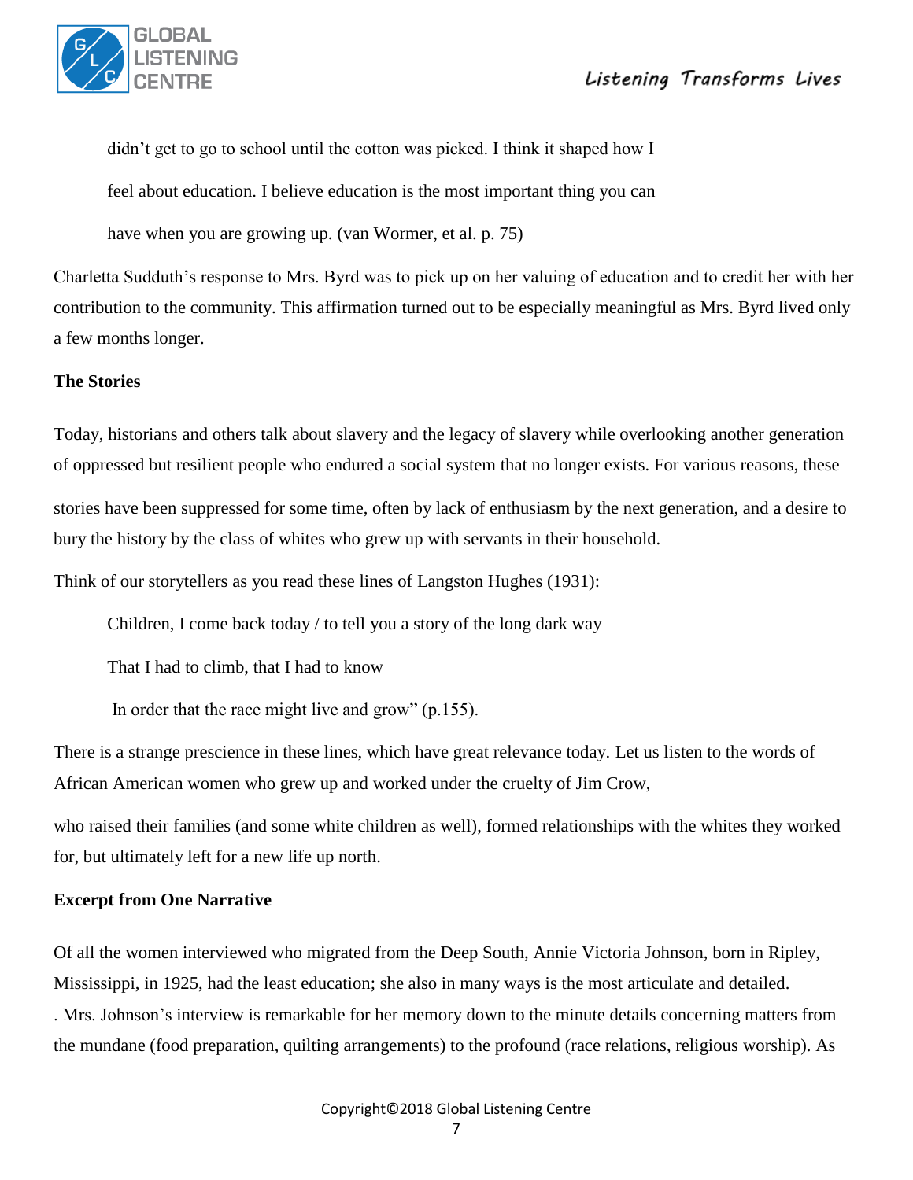> didn't get to go to school until the cotton was picked. I think it shaped how I feel about education. I believe education is the most important thing you can have when you are growing up. (van Wormer, et al. p. 75)

Charletta Sudduth's response to Mrs. Byrd was to pick up on her valuing of education and to credit her with her contribution to the community. This affirmation turned out to be especially meaningful as Mrs. Byrd lived only a few months longer.

**The Stories**

Today, historians and others talk about slavery and the legacy of slavery while overlooking another generation of oppressed but resilient people who endured a social system that no longer exists. For various reasons, these stories have been suppressed for some time, often by lack of enthusiasm by the next generation, and a desire to bury the history by the class of whites who grew up with servants in their household.

Think of our storytellers as you read these lines of Langston Hughes (1931):

> Children, I come back today / to tell you a story of the long dark way
>
> That I had to climb, that I had to know
>
> In order that the race might live and grow" (p.155).

There is a strange prescience in these lines, which have great relevance today. Let us listen to the words of African American women who grew up and worked under the cruelty of Jim Crow, who raised their families (and some white children as well), formed relationships with the whites they worked for, but ultimately left for a new life up north.

**Excerpt from One Narrative**

Of all the women interviewed who migrated from the Deep South, Annie Victoria Johnson, born in Ripley, Mississippi, in 1925, had the least education; she also in many ways is the most articulate and detailed. . Mrs. Johnson's interview is remarkable for her memory down to the minute details concerning matters from the mundane (food preparation, quilting arrangements) to the profound (race relations, religious worship). As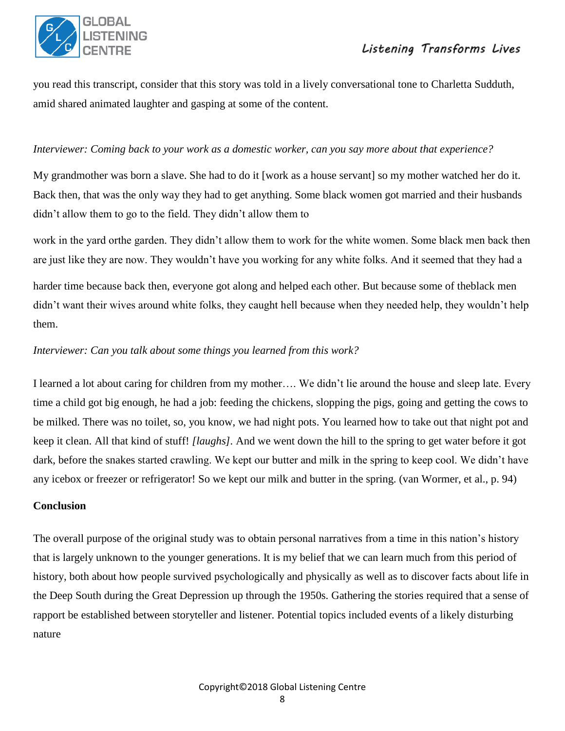you read this transcript, consider that this story was told in a lively conversational tone to Charletta Sudduth, amid shared animated laughter and gasping at some of the content.

*Interviewer: Coming back to your work as a domestic worker, can you say more about that experience?*

My grandmother was born a slave. She had to do it [work as a house servant] so my mother watched her do it. Back then, that was the only way they had to get anything. Some black women got married and their husbands didn't allow them to go to the field. They didn't allow them to work in the yard orthe garden. They didn't allow them to work for the white women. Some black men back then are just like they are now. They wouldn't have you working for any white folks. And it seemed that they had a harder time because back then, everyone got along and helped each other. But because some of theblack men didn't want their wives around white folks, they caught hell because when they needed help, they wouldn't help them.

*Interviewer: Can you talk about some things you learned from this work?*

I learned a lot about caring for children from my mother…. We didn't lie around the house and sleep late. Every time a child got big enough, he had a job: feeding the chickens, slopping the pigs, going and getting the cows to be milked. There was no toilet, so, you know, we had night pots. You learned how to take out that night pot and keep it clean. All that kind of stuff! *[laughs]*. And we went down the hill to the spring to get water before it got dark, before the snakes started crawling. We kept our butter and milk in the spring to keep cool. We didn't have any icebox or freezer or refrigerator! So we kept our milk and butter in the spring. (van Wormer, et al., p. 94)

**Conclusion**

The overall purpose of the original study was to obtain personal narratives from a time in this nation's history that is largely unknown to the younger generations. It is my belief that we can learn much from this period of history, both about how people survived psychologically and physically as well as to discover facts about life in the Deep South during the Great Depression up through the 1950s. Gathering the stories required that a sense of rapport be established between storyteller and listener. Potential topics included events of a likely disturbing nature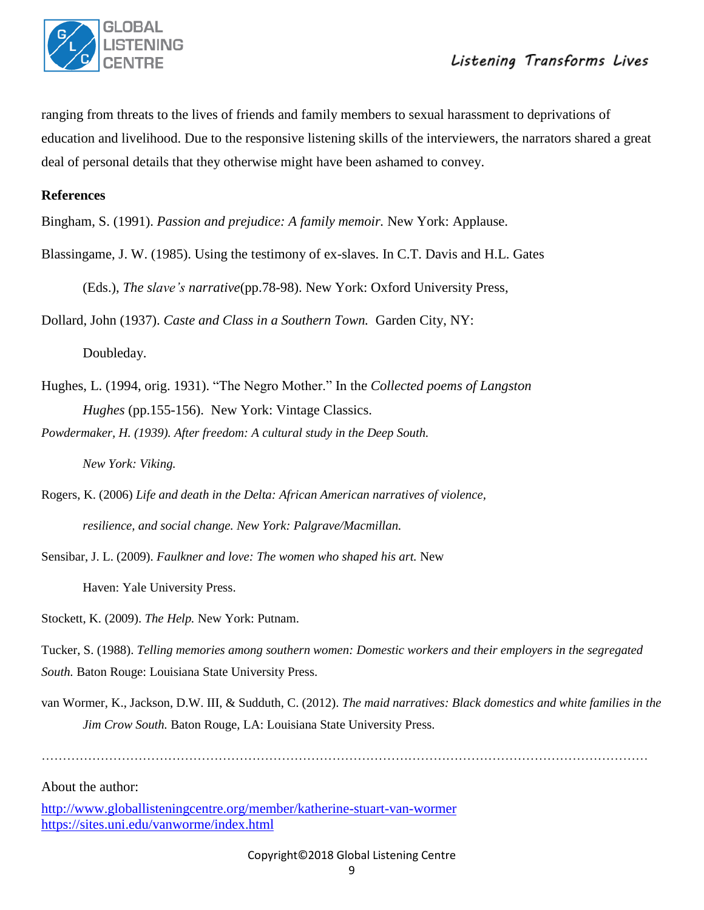ranging from threats to the lives of friends and family members to sexual harassment to deprivations of education and livelihood. Due to the responsive listening skills of the interviewers, the narrators shared a great deal of personal details that they otherwise might have been ashamed to convey.

**References**

Bingham, S. (1991). *Passion and prejudice: A family memoir.* New York: Applause.

Blassingame, J. W. (1985). Using the testimony of ex-slaves. In C.T. Davis and H.L. Gates (Eds.), *The slave's narrative*(pp.78-98). New York: Oxford University Press,

Dollard, John (1937). *Caste and Class in a Southern Town.* Garden City, NY: Doubleday.

Hughes, L. (1994, orig. 1931). "The Negro Mother." In the *Collected poems of Langston Hughes* (pp.155-156). New York: Vintage Classics.

*Powdermaker, H. (1939). After freedom: A cultural study in the Deep South. New York: Viking.*

Rogers, K. (2006) *Life and death in the Delta: African American narratives of violence, resilience, and social change. New York: Palgrave/Macmillan.*

Sensibar, J. L. (2009). *Faulkner and love: The women who shaped his art.* New Haven: Yale University Press.

Stockett, K. (2009). *The Help.* New York: Putnam.

Tucker, S. (1988). *Telling memories among southern women: Domestic workers and their employers in the segregated South.* Baton Rouge: Louisiana State University Press.

van Wormer, K., Jackson, D.W. III, & Sudduth, C. (2012). *The maid narratives: Black domestics and white families in the Jim Crow South.* Baton Rouge, LA: Louisiana State University Press.

……………………………………………………………………………………………………………………

About the author:

http://www.globallisteningcentre.org/member/katherine-stuart-van-wormer
https://sites.uni.edu/vanworme/index.html